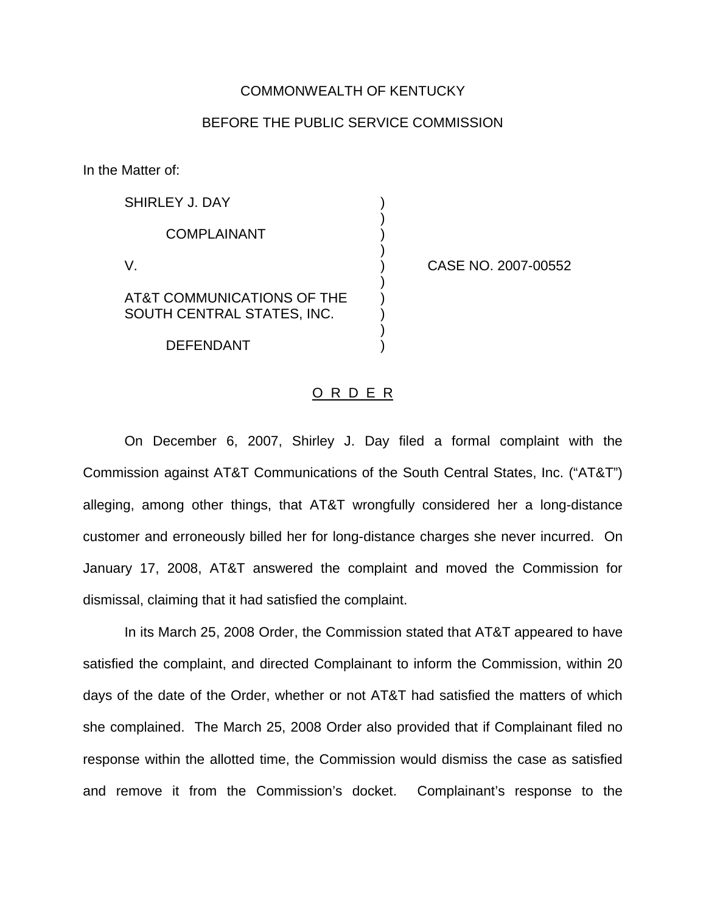COMMONWEALTH OF KENTUCKY

BEFORE THE PUBLIC SERVICE COMMISSION

In the Matter of:

| | | |
|---|---|---|
| SHIRLEY J. DAY | ) | |
| COMPLAINANT | ) | |
| V. | ) | CASE NO. 2007-00552 |
| AT&T COMMUNICATIONS OF THE SOUTH CENTRAL STATES, INC. | ) | |
| DEFENDANT | ) | |

O R D E R

On December 6, 2007, Shirley J. Day filed a formal complaint with the Commission against AT&T Communications of the South Central States, Inc. ("AT&T") alleging, among other things, that AT&T wrongfully considered her a long-distance customer and erroneously billed her for long-distance charges she never incurred. On January 17, 2008, AT&T answered the complaint and moved the Commission for dismissal, claiming that it had satisfied the complaint.

In its March 25, 2008 Order, the Commission stated that AT&T appeared to have satisfied the complaint, and directed Complainant to inform the Commission, within 20 days of the date of the Order, whether or not AT&T had satisfied the matters of which she complained. The March 25, 2008 Order also provided that if Complainant filed no response within the allotted time, the Commission would dismiss the case as satisfied and remove it from the Commission's docket. Complainant's response to the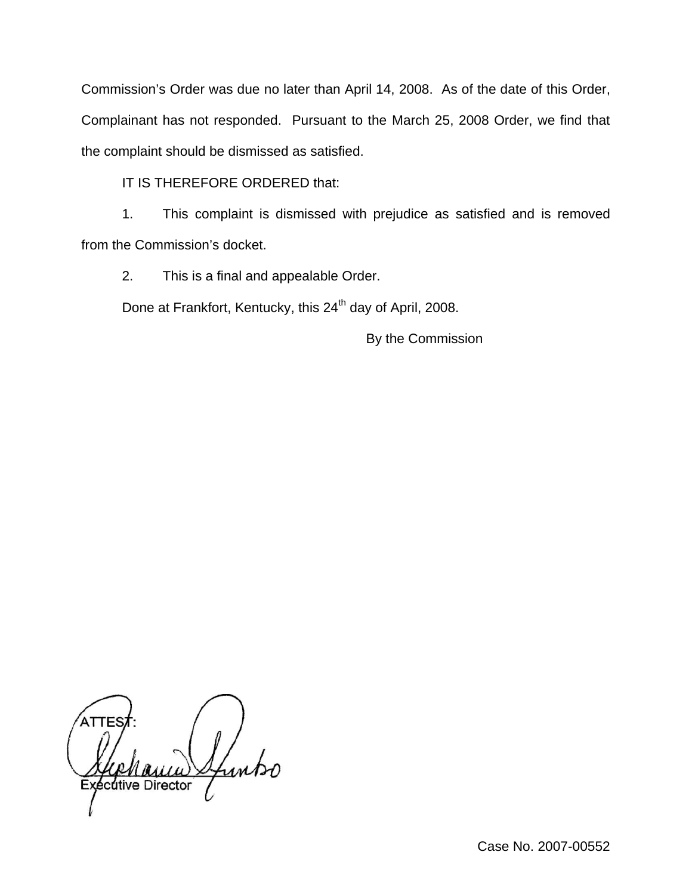Commission's Order was due no later than April 14, 2008. As of the date of this Order, Complainant has not responded. Pursuant to the March 25, 2008 Order, we find that the complaint should be dismissed as satisfied.

IT IS THEREFORE ORDERED that:

1. This complaint is dismissed with prejudice as satisfied and is removed from the Commission's docket.

2. This is a final and appealable Order.

Done at Frankfort, Kentucky, this 24th day of April, 2008.

By the Commission

ATTEST:

Executive Director

Case No. 2007-00552